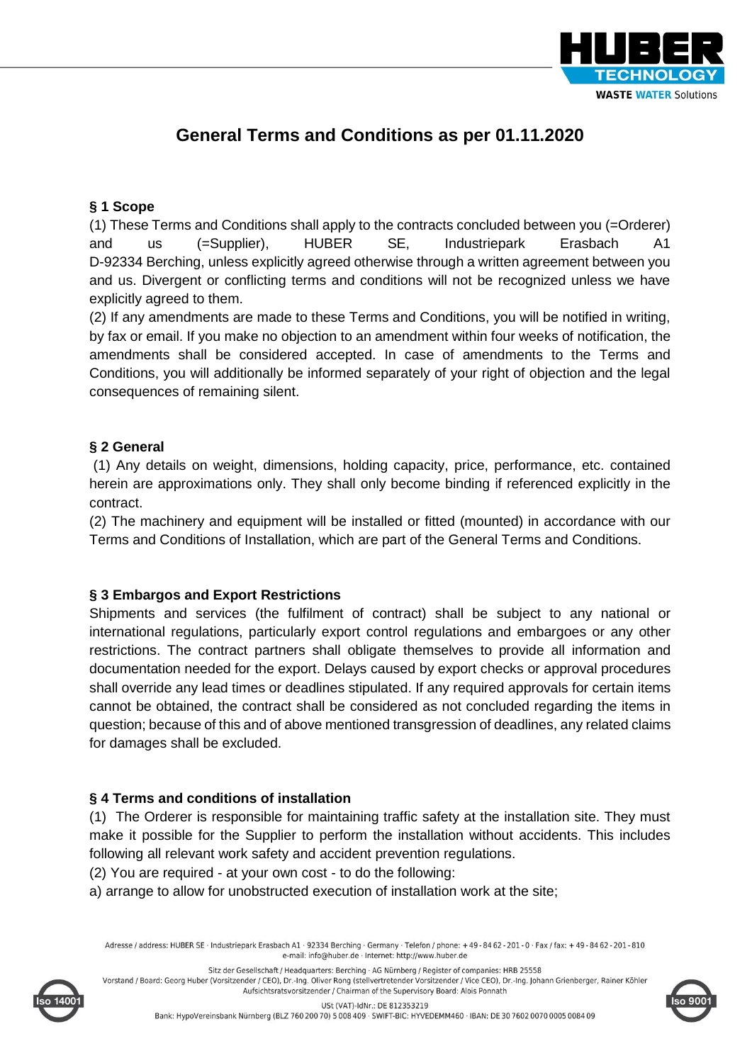# General Terms and Conditions as per 01.11.2020

## § 1 Scope

(1) These Terms and Conditions shall apply to the contracts concluded between you (=Orderer) and us (=Supplier), HUBER SE, Industriepark Erasbach A1 D-92334 Berching, unless explicitly agreed otherwise through a written agreement between you and us. Divergent or conflicting terms and conditions will not be recognized unless we have explicitly agreed to them.

(2) If any amendments are made to these Terms and Conditions, you will be notified in writing, by fax or email. If you make no objection to an amendment within four weeks of notification, the amendments shall be considered accepted. In case of amendments to the Terms and Conditions, you will additionally be informed separately of your right of objection and the legal consequences of remaining silent.

## § 2 General

(1) Any details on weight, dimensions, holding capacity, price, performance, etc. contained herein are approximations only. They shall only become binding if referenced explicitly in the contract.

(2) The machinery and equipment will be installed or fitted (mounted) in accordance with our Terms and Conditions of Installation, which are part of the General Terms and Conditions.

## § 3 Embargos and Export Restrictions

Shipments and services (the fulfilment of contract) shall be subject to any national or international regulations, particularly export control regulations and embargoes or any other restrictions. The contract partners shall obligate themselves to provide all information and documentation needed for the export. Delays caused by export checks or approval procedures shall override any lead times or deadlines stipulated. If any required approvals for certain items cannot be obtained, the contract shall be considered as not concluded regarding the items in question; because of this and of above mentioned transgression of deadlines, any related claims for damages shall be excluded.

## § 4 Terms and conditions of installation

(1) The Orderer is responsible for maintaining traffic safety at the installation site. They must make it possible for the Supplier to perform the installation without accidents. This includes following all relevant work safety and accident prevention regulations.

(2) You are required - at your own cost - to do the following:

a) arrange to allow for unobstructed execution of installation work at the site;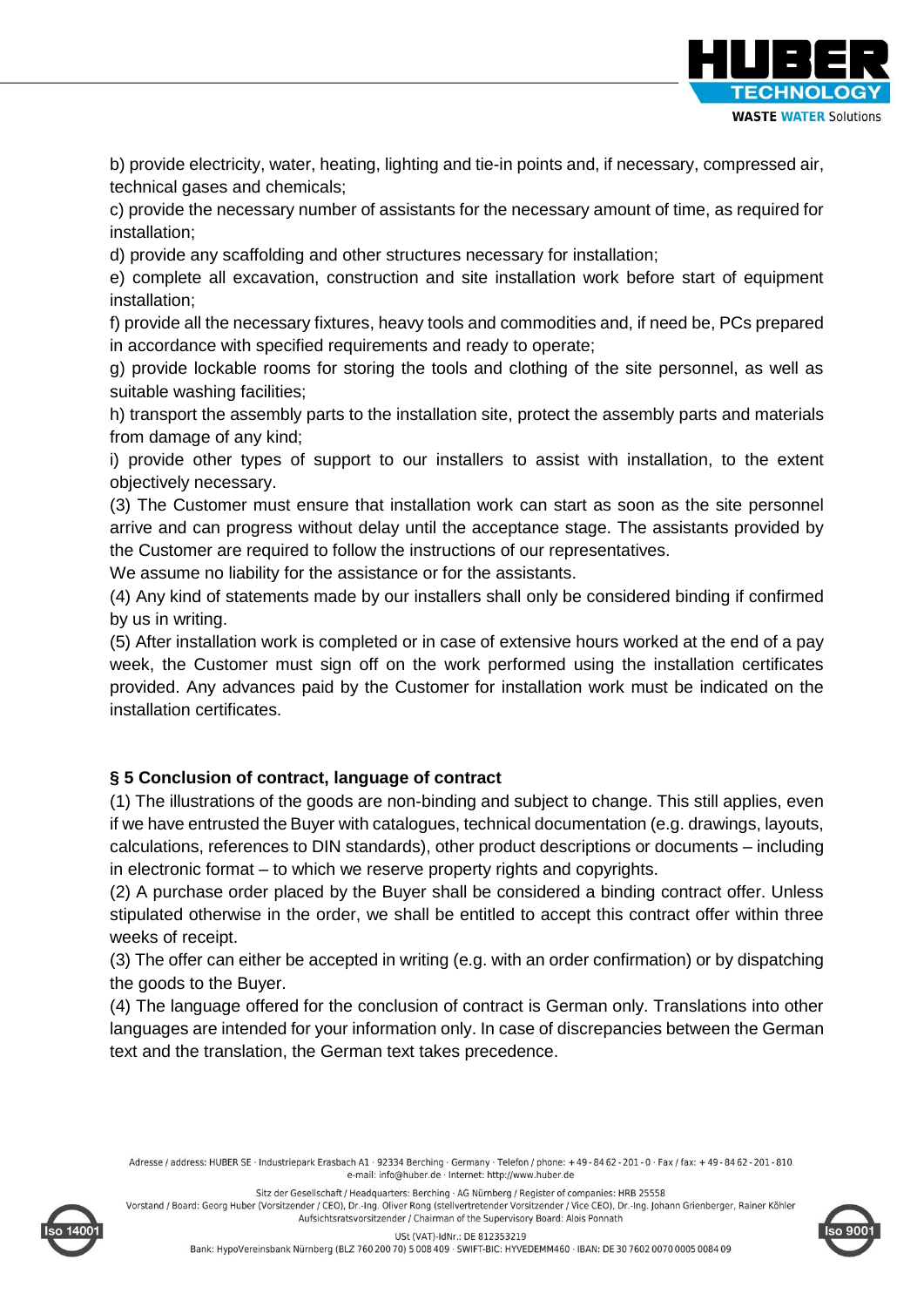b) provide electricity, water, heating, lighting and tie-in points and, if necessary, compressed air, technical gases and chemicals;

c) provide the necessary number of assistants for the necessary amount of time, as required for installation;

d) provide any scaffolding and other structures necessary for installation;

e) complete all excavation, construction and site installation work before start of equipment installation;

f) provide all the necessary fixtures, heavy tools and commodities and, if need be, PCs prepared in accordance with specified requirements and ready to operate;

g) provide lockable rooms for storing the tools and clothing of the site personnel, as well as suitable washing facilities;

h) transport the assembly parts to the installation site, protect the assembly parts and materials from damage of any kind;

i) provide other types of support to our installers to assist with installation, to the extent objectively necessary.

(3) The Customer must ensure that installation work can start as soon as the site personnel arrive and can progress without delay until the acceptance stage. The assistants provided by the Customer are required to follow the instructions of our representatives.

We assume no liability for the assistance or for the assistants.

(4) Any kind of statements made by our installers shall only be considered binding if confirmed by us in writing.

(5) After installation work is completed or in case of extensive hours worked at the end of a pay week, the Customer must sign off on the work performed using the installation certificates provided. Any advances paid by the Customer for installation work must be indicated on the installation certificates.

## § 5 Conclusion of contract, language of contract

(1) The illustrations of the goods are non-binding and subject to change. This still applies, even if we have entrusted the Buyer with catalogues, technical documentation (e.g. drawings, layouts, calculations, references to DIN standards), other product descriptions or documents – including in electronic format – to which we reserve property rights and copyrights.

(2) A purchase order placed by the Buyer shall be considered a binding contract offer. Unless stipulated otherwise in the order, we shall be entitled to accept this contract offer within three weeks of receipt.

(3) The offer can either be accepted in writing (e.g. with an order confirmation) or by dispatching the goods to the Buyer.

(4) The language offered for the conclusion of contract is German only. Translations into other languages are intended for your information only. In case of discrepancies between the German text and the translation, the German text takes precedence.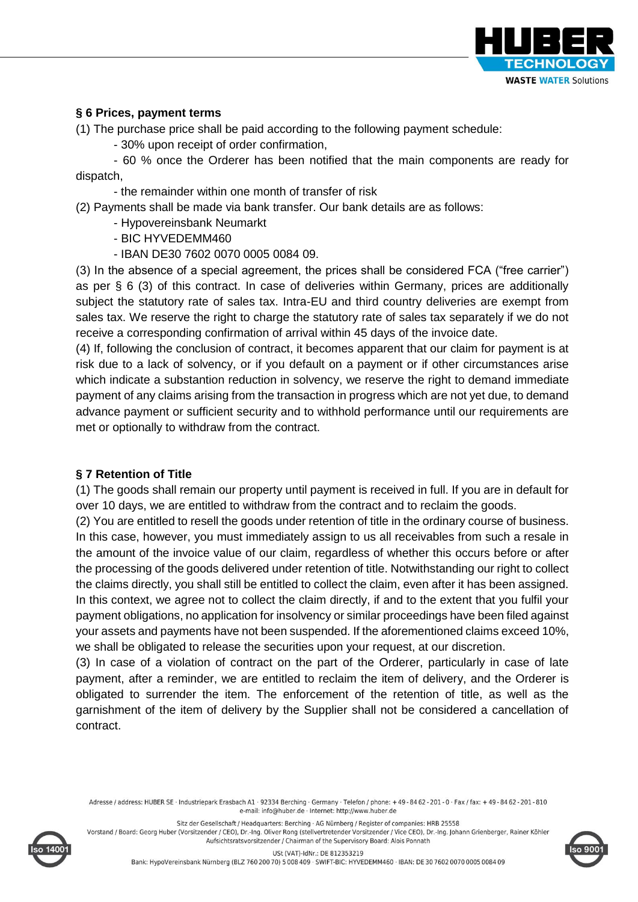### § 6 Prices, payment terms

(1) The purchase price shall be paid according to the following payment schedule:

- 30% upon receipt of order confirmation,
- 60 % once the Orderer has been notified that the main components are ready for dispatch,
- the remainder within one month of transfer of risk

(2) Payments shall be made via bank transfer. Our bank details are as follows:

- Hypovereinsbank Neumarkt
- BIC HYVEDEMM460
- IBAN DE30 7602 0070 0005 0084 09.

(3) In the absence of a special agreement, the prices shall be considered FCA ("free carrier") as per § 6 (3) of this contract. In case of deliveries within Germany, prices are additionally subject the statutory rate of sales tax. Intra-EU and third country deliveries are exempt from sales tax. We reserve the right to charge the statutory rate of sales tax separately if we do not receive a corresponding confirmation of arrival within 45 days of the invoice date.

(4) If, following the conclusion of contract, it becomes apparent that our claim for payment is at risk due to a lack of solvency, or if you default on a payment or if other circumstances arise which indicate a substantion reduction in solvency, we reserve the right to demand immediate payment of any claims arising from the transaction in progress which are not yet due, to demand advance payment or sufficient security and to withhold performance until our requirements are met or optionally to withdraw from the contract.

### § 7 Retention of Title

(1) The goods shall remain our property until payment is received in full. If you are in default for over 10 days, we are entitled to withdraw from the contract and to reclaim the goods.

(2) You are entitled to resell the goods under retention of title in the ordinary course of business. In this case, however, you must immediately assign to us all receivables from such a resale in the amount of the invoice value of our claim, regardless of whether this occurs before or after the processing of the goods delivered under retention of title. Notwithstanding our right to collect the claims directly, you shall still be entitled to collect the claim, even after it has been assigned. In this context, we agree not to collect the claim directly, if and to the extent that you fulfil your payment obligations, no application for insolvency or similar proceedings have been filed against your assets and payments have not been suspended. If the aforementioned claims exceed 10%, we shall be obligated to release the securities upon your request, at our discretion.

(3) In case of a violation of contract on the part of the Orderer, particularly in case of late payment, after a reminder, we are entitled to reclaim the item of delivery, and the Orderer is obligated to surrender the item. The enforcement of the retention of title, as well as the garnishment of the item of delivery by the Supplier shall not be considered a cancellation of contract.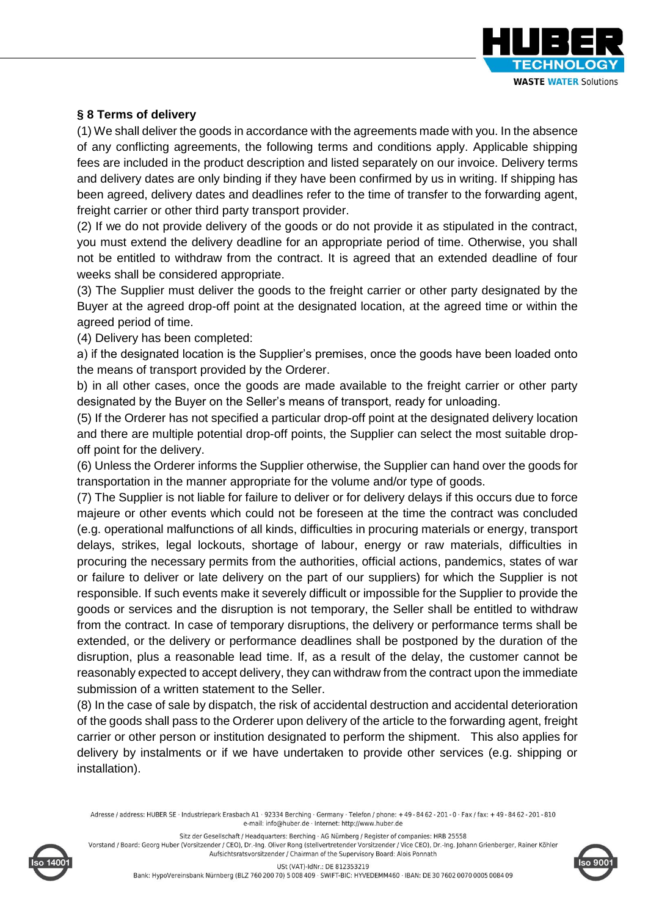### § 8 Terms of delivery

(1) We shall deliver the goods in accordance with the agreements made with you. In the absence of any conflicting agreements, the following terms and conditions apply. Applicable shipping fees are included in the product description and listed separately on our invoice. Delivery terms and delivery dates are only binding if they have been confirmed by us in writing. If shipping has been agreed, delivery dates and deadlines refer to the time of transfer to the forwarding agent, freight carrier or other third party transport provider.

(2) If we do not provide delivery of the goods or do not provide it as stipulated in the contract, you must extend the delivery deadline for an appropriate period of time. Otherwise, you shall not be entitled to withdraw from the contract. It is agreed that an extended deadline of four weeks shall be considered appropriate.

(3) The Supplier must deliver the goods to the freight carrier or other party designated by the Buyer at the agreed drop-off point at the designated location, at the agreed time or within the agreed period of time.

(4) Delivery has been completed:

a) if the designated location is the Supplier's premises, once the goods have been loaded onto the means of transport provided by the Orderer.

b) in all other cases, once the goods are made available to the freight carrier or other party designated by the Buyer on the Seller's means of transport, ready for unloading.

(5) If the Orderer has not specified a particular drop-off point at the designated delivery location and there are multiple potential drop-off points, the Supplier can select the most suitable drop-off point for the delivery.

(6) Unless the Orderer informs the Supplier otherwise, the Supplier can hand over the goods for transportation in the manner appropriate for the volume and/or type of goods.

(7) The Supplier is not liable for failure to deliver or for delivery delays if this occurs due to force majeure or other events which could not be foreseen at the time the contract was concluded (e.g. operational malfunctions of all kinds, difficulties in procuring materials or energy, transport delays, strikes, legal lockouts, shortage of labour, energy or raw materials, difficulties in procuring the necessary permits from the authorities, official actions, pandemics, states of war or failure to deliver or late delivery on the part of our suppliers) for which the Supplier is not responsible. If such events make it severely difficult or impossible for the Supplier to provide the goods or services and the disruption is not temporary, the Seller shall be entitled to withdraw from the contract. In case of temporary disruptions, the delivery or performance terms shall be extended, or the delivery or performance deadlines shall be postponed by the duration of the disruption, plus a reasonable lead time. If, as a result of the delay, the customer cannot be reasonably expected to accept delivery, they can withdraw from the contract upon the immediate submission of a written statement to the Seller.

(8) In the case of sale by dispatch, the risk of accidental destruction and accidental deterioration of the goods shall pass to the Orderer upon delivery of the article to the forwarding agent, freight carrier or other person or institution designated to perform the shipment. This also applies for delivery by instalments or if we have undertaken to provide other services (e.g. shipping or installation).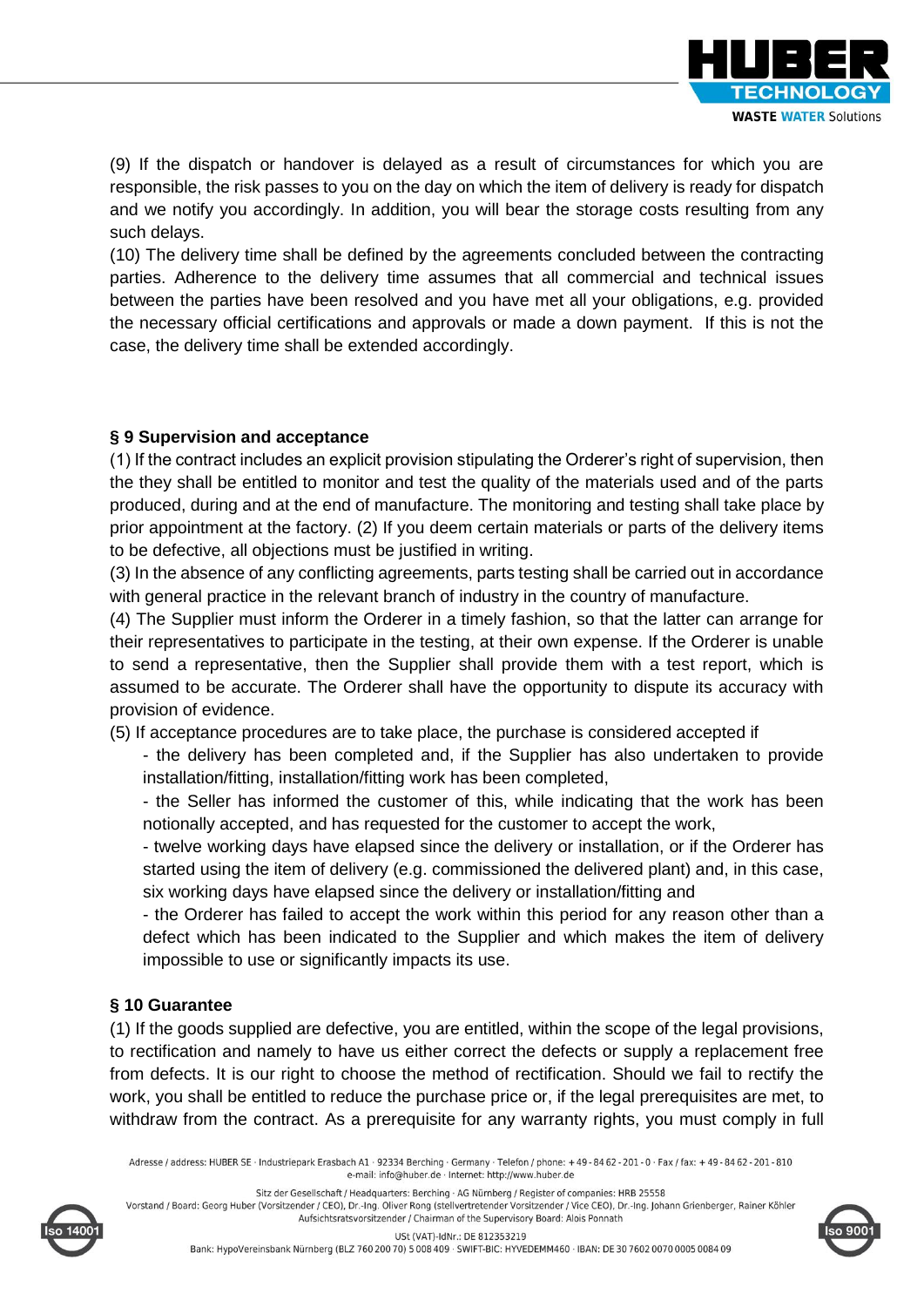(9) If the dispatch or handover is delayed as a result of circumstances for which you are responsible, the risk passes to you on the day on which the item of delivery is ready for dispatch and we notify you accordingly. In addition, you will bear the storage costs resulting from any such delays.

(10) The delivery time shall be defined by the agreements concluded between the contracting parties. Adherence to the delivery time assumes that all commercial and technical issues between the parties have been resolved and you have met all your obligations, e.g. provided the necessary official certifications and approvals or made a down payment. If this is not the case, the delivery time shall be extended accordingly.

## § 9 Supervision and acceptance

(1) If the contract includes an explicit provision stipulating the Orderer's right of supervision, then the they shall be entitled to monitor and test the quality of the materials used and of the parts produced, during and at the end of manufacture. The monitoring and testing shall take place by prior appointment at the factory. (2) If you deem certain materials or parts of the delivery items to be defective, all objections must be justified in writing.

(3) In the absence of any conflicting agreements, parts testing shall be carried out in accordance with general practice in the relevant branch of industry in the country of manufacture.

(4) The Supplier must inform the Orderer in a timely fashion, so that the latter can arrange for their representatives to participate in the testing, at their own expense. If the Orderer is unable to send a representative, then the Supplier shall provide them with a test report, which is assumed to be accurate. The Orderer shall have the opportunity to dispute its accuracy with provision of evidence.

(5) If acceptance procedures are to take place, the purchase is considered accepted if

- the delivery has been completed and, if the Supplier has also undertaken to provide installation/fitting, installation/fitting work has been completed,
- the Seller has informed the customer of this, while indicating that the work has been notionally accepted, and has requested for the customer to accept the work,
- twelve working days have elapsed since the delivery or installation, or if the Orderer has started using the item of delivery (e.g. commissioned the delivered plant) and, in this case, six working days have elapsed since the delivery or installation/fitting and
- the Orderer has failed to accept the work within this period for any reason other than a defect which has been indicated to the Supplier and which makes the item of delivery impossible to use or significantly impacts its use.

## § 10 Guarantee

(1) If the goods supplied are defective, you are entitled, within the scope of the legal provisions, to rectification and namely to have us either correct the defects or supply a replacement free from defects. It is our right to choose the method of rectification. Should we fail to rectify the work, you shall be entitled to reduce the purchase price or, if the legal prerequisites are met, to withdraw from the contract. As a prerequisite for any warranty rights, you must comply in full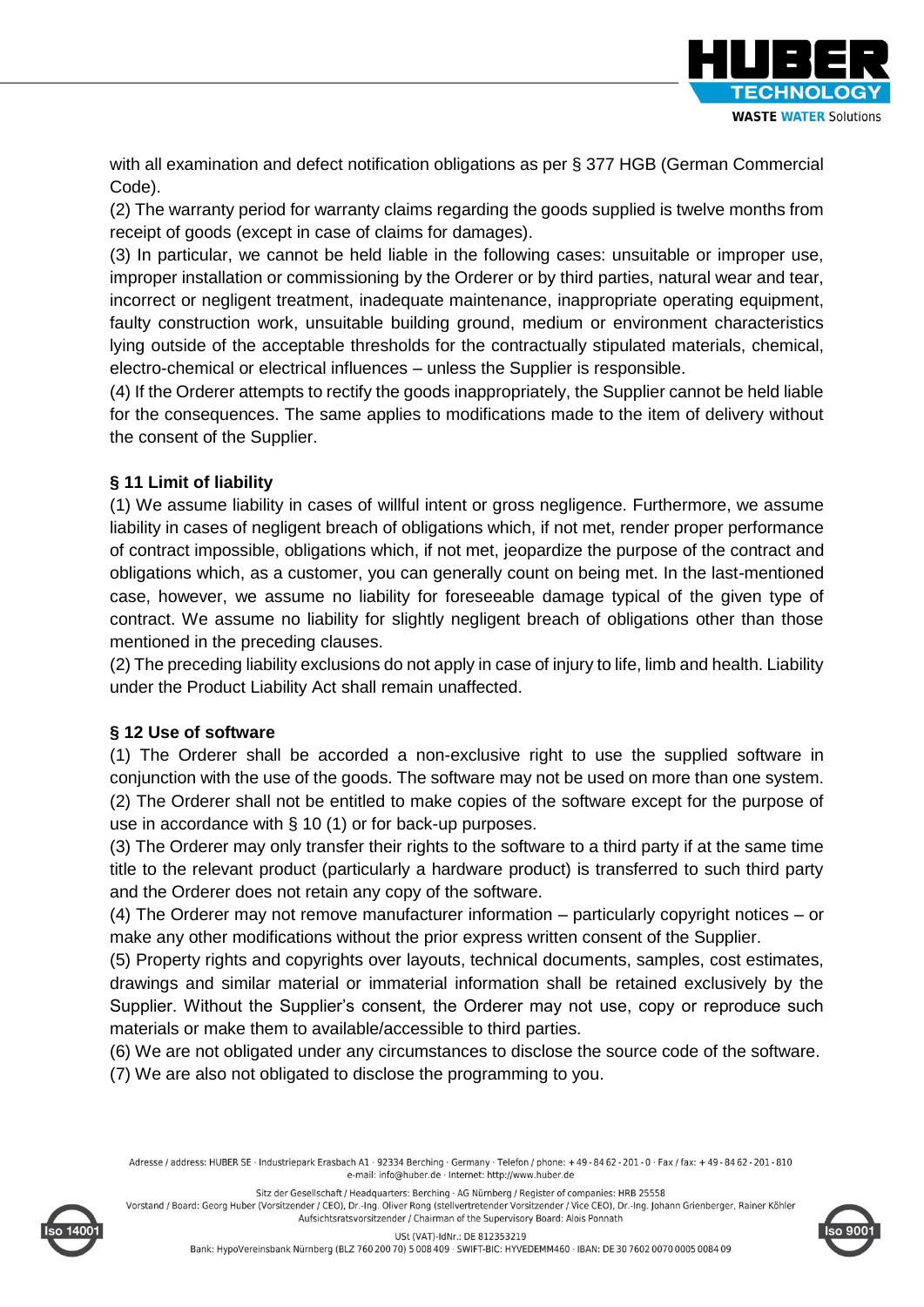with all examination and defect notification obligations as per § 377 HGB (German Commercial Code).

(2) The warranty period for warranty claims regarding the goods supplied is twelve months from receipt of goods (except in case of claims for damages).

(3) In particular, we cannot be held liable in the following cases: unsuitable or improper use, improper installation or commissioning by the Orderer or by third parties, natural wear and tear, incorrect or negligent treatment, inadequate maintenance, inappropriate operating equipment, faulty construction work, unsuitable building ground, medium or environment characteristics lying outside of the acceptable thresholds for the contractually stipulated materials, chemical, electro-chemical or electrical influences – unless the Supplier is responsible.

(4) If the Orderer attempts to rectify the goods inappropriately, the Supplier cannot be held liable for the consequences. The same applies to modifications made to the item of delivery without the consent of the Supplier.

**§ 11 Limit of liability**

(1) We assume liability in cases of willful intent or gross negligence. Furthermore, we assume liability in cases of negligent breach of obligations which, if not met, render proper performance of contract impossible, obligations which, if not met, jeopardize the purpose of the contract and obligations which, as a customer, you can generally count on being met. In the last-mentioned case, however, we assume no liability for foreseeable damage typical of the given type of contract. We assume no liability for slightly negligent breach of obligations other than those mentioned in the preceding clauses.

(2) The preceding liability exclusions do not apply in case of injury to life, limb and health. Liability under the Product Liability Act shall remain unaffected.

**§ 12 Use of software**

(1) The Orderer shall be accorded a non-exclusive right to use the supplied software in conjunction with the use of the goods. The software may not be used on more than one system.

(2) The Orderer shall not be entitled to make copies of the software except for the purpose of use in accordance with § 10 (1) or for back-up purposes.

(3) The Orderer may only transfer their rights to the software to a third party if at the same time title to the relevant product (particularly a hardware product) is transferred to such third party and the Orderer does not retain any copy of the software.

(4) The Orderer may not remove manufacturer information – particularly copyright notices – or make any other modifications without the prior express written consent of the Supplier.

(5) Property rights and copyrights over layouts, technical documents, samples, cost estimates, drawings and similar material or immaterial information shall be retained exclusively by the Supplier. Without the Supplier's consent, the Orderer may not use, copy or reproduce such materials or make them to available/accessible to third parties.

(6) We are not obligated under any circumstances to disclose the source code of the software.

(7) We are also not obligated to disclose the programming to you.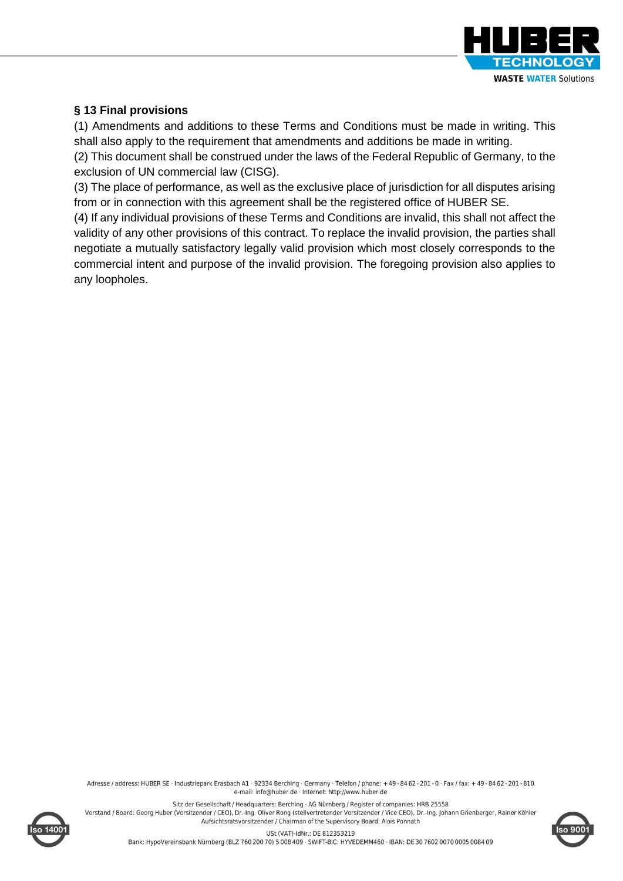### § 13 Final provisions

(1) Amendments and additions to these Terms and Conditions must be made in writing. This shall also apply to the requirement that amendments and additions be made in writing.

(2) This document shall be construed under the laws of the Federal Republic of Germany, to the exclusion of UN commercial law (CISG).

(3) The place of performance, as well as the exclusive place of jurisdiction for all disputes arising from or in connection with this agreement shall be the registered office of HUBER SE.

(4) If any individual provisions of these Terms and Conditions are invalid, this shall not affect the validity of any other provisions of this contract. To replace the invalid provision, the parties shall negotiate a mutually satisfactory legally valid provision which most closely corresponds to the commercial intent and purpose of the invalid provision. The foregoing provision also applies to any loopholes.